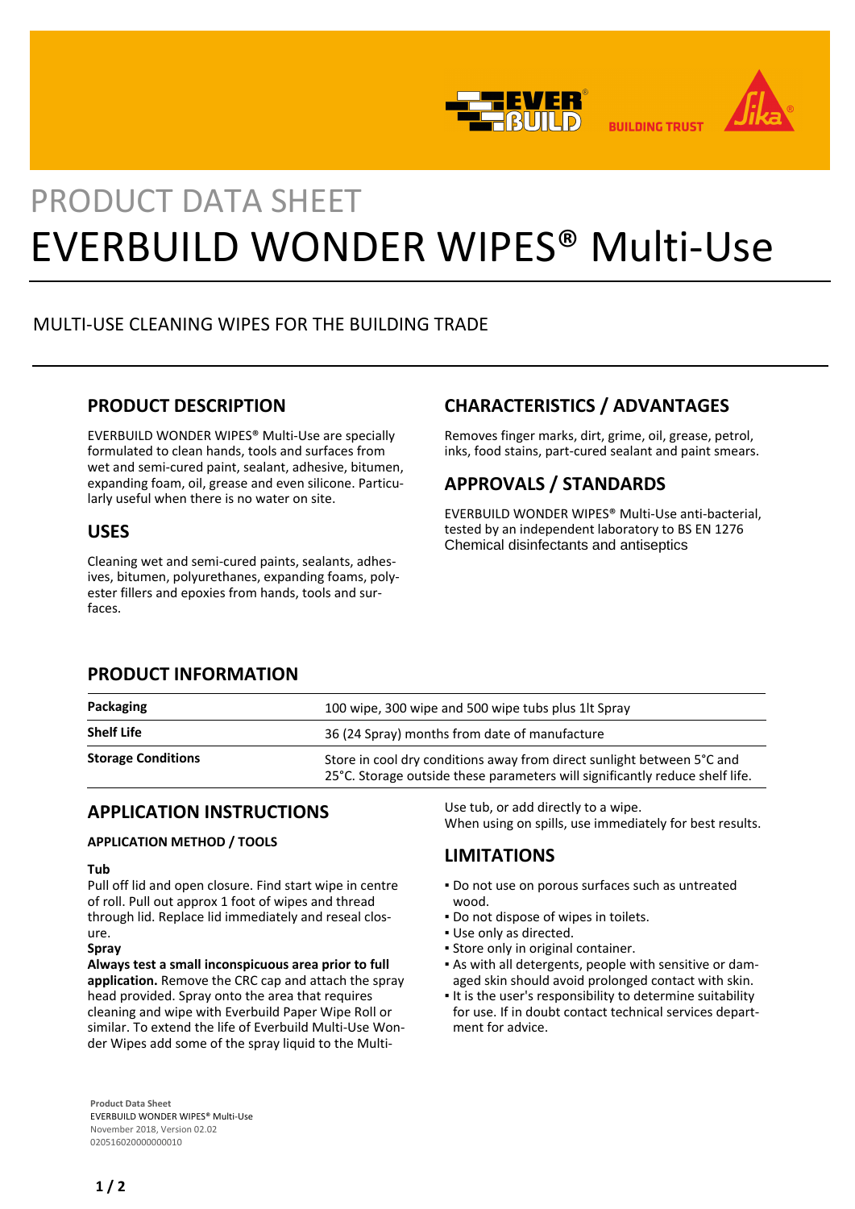PRODUCT DATA SHEET

# EVERBUILD WONDER WIPES® Multi-Use

MULTI-USE CLEANING WIPES FOR THE BUILDING TRADE

## PRODUCT DESCRIPTION

EVERBUILD WONDER WIPES® Multi-Use are specially formulated to clean hands, tools and surfaces from wet and semi-cured paint, sealant, adhesive, bitumen, expanding foam, oil, grease and even silicone. Particularly useful when there is no water on site.

## USES

Cleaning wet and semi-cured paints, sealants, adhesives, bitumen, polyurethanes, expanding foams, polyester fillers and epoxies from hands, tools and surfaces.

## CHARACTERISTICS / ADVANTAGES

Removes finger marks, dirt, grime, oil, grease, petrol, inks, food stains, part-cured sealant and paint smears.

## APPROVALS / STANDARDS

EVERBUILD WONDER WIPES® Multi-Use anti-bacterial, tested by an independent laboratory to BS EN 1276 Chemical disinfectants and antiseptics

## PRODUCT INFORMATION

| | |
|---|---|
| **Packaging** | 100 wipe, 300 wipe and 500 wipe tubs plus 1lt Spray |
| **Shelf Life** | 36 (24 Spray) months from date of manufacture |
| **Storage Conditions** | Store in cool dry conditions away from direct sunlight between 5°C and 25°C. Storage outside these parameters will significantly reduce shelf life. |

## APPLICATION INSTRUCTIONS

### APPLICATION METHOD / TOOLS

**Tub**

Pull off lid and open closure. Find start wipe in centre of roll. Pull out approx 1 foot of wipes and thread through lid. Replace lid immediately and reseal closure.

**Spray**

**Always test a small inconspicuous area prior to full application.** Remove the CRC cap and attach the spray head provided. Spray onto the area that requires cleaning and wipe with Everbuild Paper Wipe Roll or similar. To extend the life of Everbuild Multi-Use Wonder Wipes add some of the spray liquid to the Multi-Use tub, or add directly to a wipe.

When using on spills, use immediately for best results.

## LIMITATIONS

- Do not use on porous surfaces such as untreated wood.
- Do not dispose of wipes in toilets.
- Use only as directed.
- Store only in original container.
- As with all detergents, people with sensitive or damaged skin should avoid prolonged contact with skin.
- It is the user's responsibility to determine suitability for use. If in doubt contact technical services department for advice.

**Product Data Sheet**
EVERBUILD WONDER WIPES® Multi-Use
November 2018, Version 02.02
020516020000000010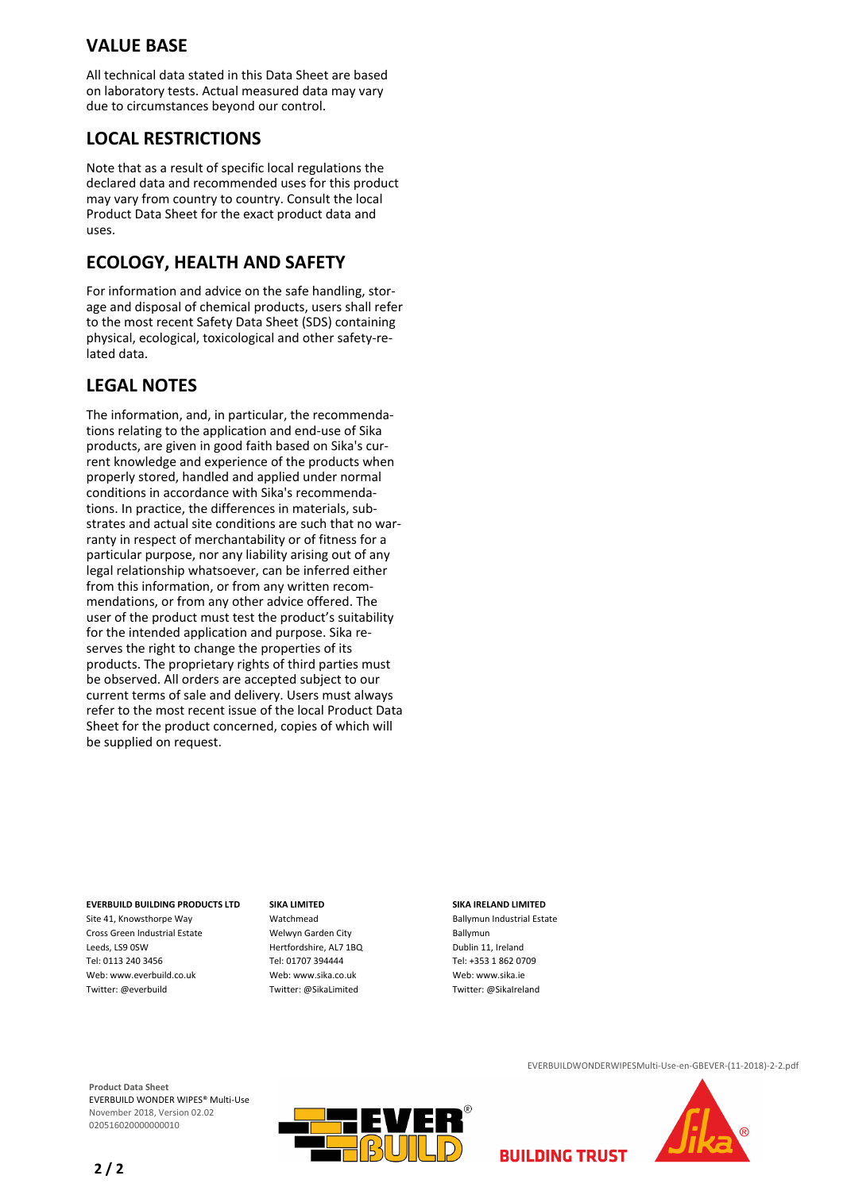## VALUE BASE

All technical data stated in this Data Sheet are based on laboratory tests. Actual measured data may vary due to circumstances beyond our control.

## LOCAL RESTRICTIONS

Note that as a result of specific local regulations the declared data and recommended uses for this product may vary from country to country. Consult the local Product Data Sheet for the exact product data and uses.

## ECOLOGY, HEALTH AND SAFETY

For information and advice on the safe handling, storage and disposal of chemical products, users shall refer to the most recent Safety Data Sheet (SDS) containing physical, ecological, toxicological and other safety-related data.

## LEGAL NOTES

The information, and, in particular, the recommendations relating to the application and end-use of Sika products, are given in good faith based on Sika's current knowledge and experience of the products when properly stored, handled and applied under normal conditions in accordance with Sika's recommendations. In practice, the differences in materials, substrates and actual site conditions are such that no warranty in respect of merchantability or of fitness for a particular purpose, nor any liability arising out of any legal relationship whatsoever, can be inferred either from this information, or from any written recommendations, or from any other advice offered. The user of the product must test the product's suitability for the intended application and purpose. Sika reserves the right to change the properties of its products. The proprietary rights of third parties must be observed. All orders are accepted subject to our current terms of sale and delivery. Users must always refer to the most recent issue of the local Product Data Sheet for the product concerned, copies of which will be supplied on request.

**EVERBUILD BUILDING PRODUCTS LTD**
Site 41, Knowsthorpe Way
Cross Green Industrial Estate
Leeds, LS9 0SW
Tel: 0113 240 3456
Web: www.everbuild.co.uk
Twitter: @everbuild

**SIKA LIMITED**
Watchmead
Welwyn Garden City
Hertfordshire, AL7 1BQ
Tel: 01707 394444
Web: www.sika.co.uk
Twitter: @SikaLimited

**SIKA IRELAND LIMITED**
Ballymun Industrial Estate
Ballymun
Dublin 11, Ireland
Tel: +353 1 862 0709
Web: www.sika.ie
Twitter: @SikaIreland

EVERBUILDWONDERWIPESMulti-Use-en-GBEVER-(11-2018)-2-2.pdf

**Product Data Sheet**
EVERBUILD WONDER WIPES® Multi-Use
November 2018, Version 02.02
020516020000000010

BUILDING TRUST